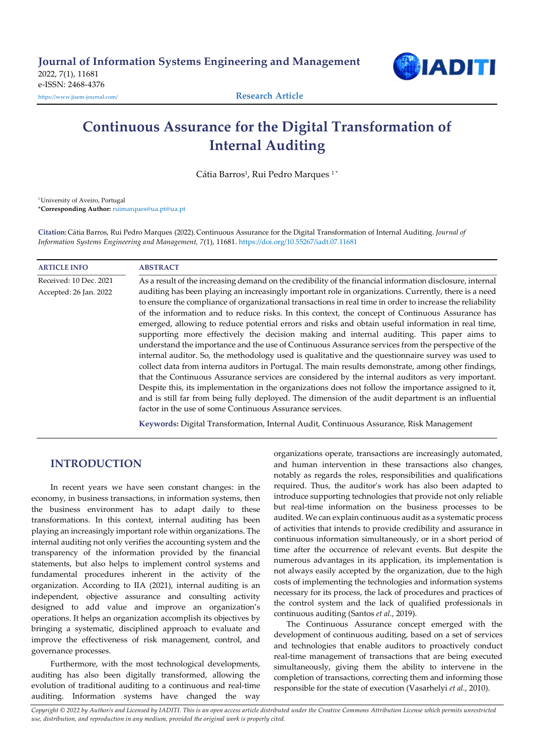Journal of Information Systems Engineering and Management
2022, 7(1), 11681
e-ISSN: 2468-4376
https://www.jisem-journal.com/

Research Article

# Continuous Assurance for the Digital Transformation of Internal Auditing

Cátia Barros[1], Rui Pedro Marques [1]*

[1] University of Aveiro, Portugal
***Corresponding Author:** ruimarques@ua.pt@ua.pt

**Citation:** Cátia Barros, Rui Pedro Marques (2022). Continuous Assurance for the Digital Transformation of Internal Auditing. *Journal of Information Systems Engineering and Management, 7*(1), 11681. https://doi.org/10.55267/iadt.07.11681

| ARTICLE INFO | ABSTRACT |
|---|---|
| Received: 10 Dec. 2021<br>Accepted: 26 Jan. 2022 | As a result of the increasing demand on the credibility of the financial information disclosure, internal auditing has been playing an increasingly important role in organizations. Currently, there is a need to ensure the compliance of organizational transactions in real time in order to increase the reliability of the information and to reduce risks. In this context, the concept of Continuous Assurance has emerged, allowing to reduce potential errors and risks and obtain useful information in real time, supporting more effectively the decision making and internal auditing. This paper aims to understand the importance and the use of Continuous Assurance services from the perspective of the internal auditor. So, the methodology used is qualitative and the questionnaire survey was used to collect data from interna auditors in Portugal. The main results demonstrate, among other findings, that the Continuous Assurance services are considered by the internal auditors as very important. Despite this, its implementation in the organizations does not follow the importance assigned to it, and is still far from being fully deployed. The dimension of the audit department is an influential factor in the use of some Continuous Assurance services. |

**Keywords:** Digital Transformation, Internal Audit, Continuous Assurance, Risk Management

## INTRODUCTION

In recent years we have seen constant changes: in the economy, in business transactions, in information systems, then the business environment has to adapt daily to these transformations. In this context, internal auditing has been playing an increasingly important role within organizations. The internal auditing not only verifies the accounting system and the transparency of the information provided by the financial statements, but also helps to implement control systems and fundamental procedures inherent in the activity of the organization. According to IIA (2021), internal auditing is an independent, objective assurance and consulting activity designed to add value and improve an organization's operations. It helps an organization accomplish its objectives by bringing a systematic, disciplined approach to evaluate and improve the effectiveness of risk management, control, and governance processes.

Furthermore, with the most technological developments, auditing has also been digitally transformed, allowing the evolution of traditional auditing to a continuous and real-time auditing. Information systems have changed the way organizations operate, transactions are increasingly automated, and human intervention in these transactions also changes, notably as regards the roles, responsibilities and qualifications required. Thus, the auditor's work has also been adapted to introduce supporting technologies that provide not only reliable but real-time information on the business processes to be audited. We can explain continuous audit as a systematic process of activities that intends to provide credibility and assurance in continuous information simultaneously, or in a short period of time after the occurrence of relevant events. But despite the numerous advantages in its application, its implementation is not always easily accepted by the organization, due to the high costs of implementing the technologies and information systems necessary for its process, the lack of procedures and practices of the control system and the lack of qualified professionals in continuous auditing (Santos *et al.*, 2019).

The Continuous Assurance concept emerged with the development of continuous auditing, based on a set of services and technologies that enable auditors to proactively conduct real-time management of transactions that are being executed simultaneously, giving them the ability to intervene in the completion of transactions, correcting them and informing those responsible for the state of execution (Vasarhelyi *et al.*, 2010).

*Copyright © 2022 by Author/s and Licensed by IADITI. This is an open access article distributed under the Creative Commons Attribution License which permits unrestricted use, distribution, and reproduction in any medium, provided the original work is properly cited.*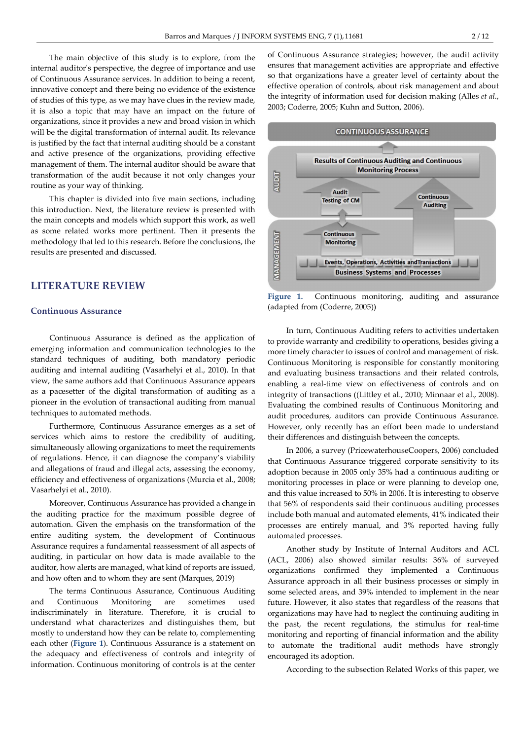The main objective of this study is to explore, from the internal auditor's perspective, the degree of importance and use of Continuous Assurance services. In addition to being a recent, innovative concept and there being no evidence of the existence of studies of this type, as we may have clues in the review made, it is also a topic that may have an impact on the future of organizations, since it provides a new and broad vision in which will be the digital transformation of internal audit. Its relevance is justified by the fact that internal auditing should be a constant and active presence of the organizations, providing effective management of them. The internal auditor should be aware that transformation of the audit because it not only changes your routine as your way of thinking.

This chapter is divided into five main sections, including this introduction. Next, the literature review is presented with the main concepts and models which support this work, as well as some related works more pertinent. Then it presents the methodology that led to this research. Before the conclusions, the results are presented and discussed.

## LITERATURE REVIEW

### Continuous Assurance

Continuous Assurance is defined as the application of emerging information and communication technologies to the standard techniques of auditing, both mandatory periodic auditing and internal auditing (Vasarhelyi et al., 2010). In that view, the same authors add that Continuous Assurance appears as a pacesetter of the digital transformation of auditing as a pioneer in the evolution of transactional auditing from manual techniques to automated methods.

Furthermore, Continuous Assurance emerges as a set of services which aims to restore the credibility of auditing, simultaneously allowing organizations to meet the requirements of regulations. Hence, it can diagnose the company's viability and allegations of fraud and illegal acts, assessing the economy, efficiency and effectiveness of organizations (Murcia et al., 2008; Vasarhelyi et al., 2010).

Moreover, Continuous Assurance has provided a change in the auditing practice for the maximum possible degree of automation. Given the emphasis on the transformation of the entire auditing system, the development of Continuous Assurance requires a fundamental reassessment of all aspects of auditing, in particular on how data is made available to the auditor, how alerts are managed, what kind of reports are issued, and how often and to whom they are sent (Marques, 2019)

The terms Continuous Assurance, Continuous Auditing and Continuous Monitoring are sometimes used indiscriminately in literature. Therefore, it is crucial to understand what characterizes and distinguishes them, but mostly to understand how they can be relate to, complementing each other (**Figure 1**). Continuous Assurance is a statement on the adequacy and effectiveness of controls and integrity of information. Continuous monitoring of controls is at the center of Continuous Assurance strategies; however, the audit activity ensures that management activities are appropriate and effective so that organizations have a greater level of certainty about the effective operation of controls, about risk management and about the integrity of information used for decision making (Alles *et al.*, 2003; Coderre, 2005; Kuhn and Sutton, 2006).

CONTINUOUS ASSURANCE

AUDIT: Results of Continuous Auditing and Continuous Monitoring Process; Audit Testing of CM; Continuous Auditing

MANAGEMENT: Continuous Monitoring; Events, Operations, Activities and Transactions; Business Systems and Processes

**Figure 1.** Continuous monitoring, auditing and assurance (adapted from (Coderre, 2005))

In turn, Continuous Auditing refers to activities undertaken to provide warranty and credibility to operations, besides giving a more timely character to issues of control and management of risk. Continuous Monitoring is responsible for constantly monitoring and evaluating business transactions and their related controls, enabling a real-time view on effectiveness of controls and on integrity of transactions ((Littley et al., 2010; Minnaar et al., 2008). Evaluating the combined results of Continuous Monitoring and audit procedures, auditors can provide Continuous Assurance. However, only recently has an effort been made to understand their differences and distinguish between the concepts.

In 2006, a survey (PricewaterhouseCoopers, 2006) concluded that Continuous Assurance triggered corporate sensitivity to its adoption because in 2005 only 35% had a continuous auditing or monitoring processes in place or were planning to develop one, and this value increased to 50% in 2006. It is interesting to observe that 56% of respondents said their continuous auditing processes include both manual and automated elements, 41% indicated their processes are entirely manual, and 3% reported having fully automated processes.

Another study by Institute of Internal Auditors and ACL (ACL, 2006) also showed similar results: 36% of surveyed organizations confirmed they implemented a Continuous Assurance approach in all their business processes or simply in some selected areas, and 39% intended to implement in the near future. However, it also states that regardless of the reasons that organizations may have had to neglect the continuing auditing in the past, the recent regulations, the stimulus for real-time monitoring and reporting of financial information and the ability to automate the traditional audit methods have strongly encouraged its adoption.

According to the subsection Related Works of this paper, we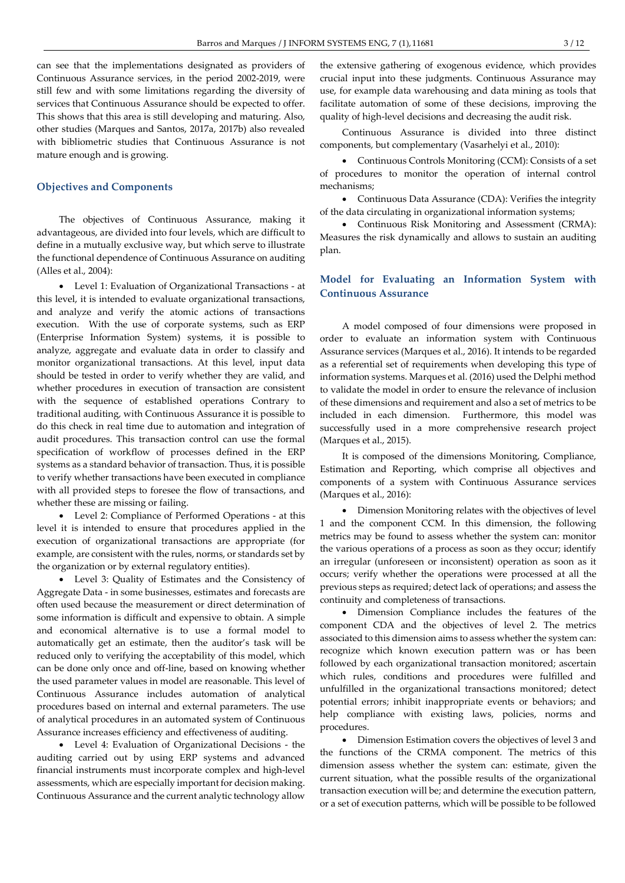can see that the implementations designated as providers of Continuous Assurance services, in the period 2002-2019, were still few and with some limitations regarding the diversity of services that Continuous Assurance should be expected to offer. This shows that this area is still developing and maturing. Also, other studies (Marques and Santos, 2017a, 2017b) also revealed with bibliometric studies that Continuous Assurance is not mature enough and is growing.

## Objectives and Components

The objectives of Continuous Assurance, making it advantageous, are divided into four levels, which are difficult to define in a mutually exclusive way, but which serve to illustrate the functional dependence of Continuous Assurance on auditing (Alles et al., 2004):

- Level 1: Evaluation of Organizational Transactions - at this level, it is intended to evaluate organizational transactions, and analyze and verify the atomic actions of transactions execution. With the use of corporate systems, such as ERP (Enterprise Information System) systems, it is possible to analyze, aggregate and evaluate data in order to classify and monitor organizational transactions. At this level, input data should be tested in order to verify whether they are valid, and whether procedures in execution of transaction are consistent with the sequence of established operations Contrary to traditional auditing, with Continuous Assurance it is possible to do this check in real time due to automation and integration of audit procedures. This transaction control can use the formal specification of workflow of processes defined in the ERP systems as a standard behavior of transaction. Thus, it is possible to verify whether transactions have been executed in compliance with all provided steps to foresee the flow of transactions, and whether these are missing or failing.
- Level 2: Compliance of Performed Operations - at this level it is intended to ensure that procedures applied in the execution of organizational transactions are appropriate (for example, are consistent with the rules, norms, or standards set by the organization or by external regulatory entities).
- Level 3: Quality of Estimates and the Consistency of Aggregate Data - in some businesses, estimates and forecasts are often used because the measurement or direct determination of some information is difficult and expensive to obtain. A simple and economical alternative is to use a formal model to automatically get an estimate, then the auditor's task will be reduced only to verifying the acceptability of this model, which can be done only once and off-line, based on knowing whether the used parameter values in model are reasonable. This level of Continuous Assurance includes automation of analytical procedures based on internal and external parameters. The use of analytical procedures in an automated system of Continuous Assurance increases efficiency and effectiveness of auditing.
- Level 4: Evaluation of Organizational Decisions - the auditing carried out by using ERP systems and advanced financial instruments must incorporate complex and high-level assessments, which are especially important for decision making. Continuous Assurance and the current analytic technology allow the extensive gathering of exogenous evidence, which provides crucial input into these judgments. Continuous Assurance may use, for example data warehousing and data mining as tools that facilitate automation of some of these decisions, improving the quality of high-level decisions and decreasing the audit risk.

Continuous Assurance is divided into three distinct components, but complementary (Vasarhelyi et al., 2010):

- Continuous Controls Monitoring (CCM): Consists of a set of procedures to monitor the operation of internal control mechanisms;
- Continuous Data Assurance (CDA): Verifies the integrity of the data circulating in organizational information systems;
- Continuous Risk Monitoring and Assessment (CRMA): Measures the risk dynamically and allows to sustain an auditing plan.

## Model for Evaluating an Information System with Continuous Assurance

A model composed of four dimensions were proposed in order to evaluate an information system with Continuous Assurance services (Marques et al., 2016). It intends to be regarded as a referential set of requirements when developing this type of information systems. Marques et al. (2016) used the Delphi method to validate the model in order to ensure the relevance of inclusion of these dimensions and requirement and also a set of metrics to be included in each dimension. Furthermore, this model was successfully used in a more comprehensive research project (Marques et al., 2015).

It is composed of the dimensions Monitoring, Compliance, Estimation and Reporting, which comprise all objectives and components of a system with Continuous Assurance services (Marques et al., 2016):

- Dimension Monitoring relates with the objectives of level 1 and the component CCM. In this dimension, the following metrics may be found to assess whether the system can: monitor the various operations of a process as soon as they occur; identify an irregular (unforeseen or inconsistent) operation as soon as it occurs; verify whether the operations were processed at all the previous steps as required; detect lack of operations; and assess the continuity and completeness of transactions.
- Dimension Compliance includes the features of the component CDA and the objectives of level 2. The metrics associated to this dimension aims to assess whether the system can: recognize which known execution pattern was or has been followed by each organizational transaction monitored; ascertain which rules, conditions and procedures were fulfilled and unfulfilled in the organizational transactions monitored; detect potential errors; inhibit inappropriate events or behaviors; and help compliance with existing laws, policies, norms and procedures.
- Dimension Estimation covers the objectives of level 3 and the functions of the CRMA component. The metrics of this dimension assess whether the system can: estimate, given the current situation, what the possible results of the organizational transaction execution will be; and determine the execution pattern, or a set of execution patterns, which will be possible to be followed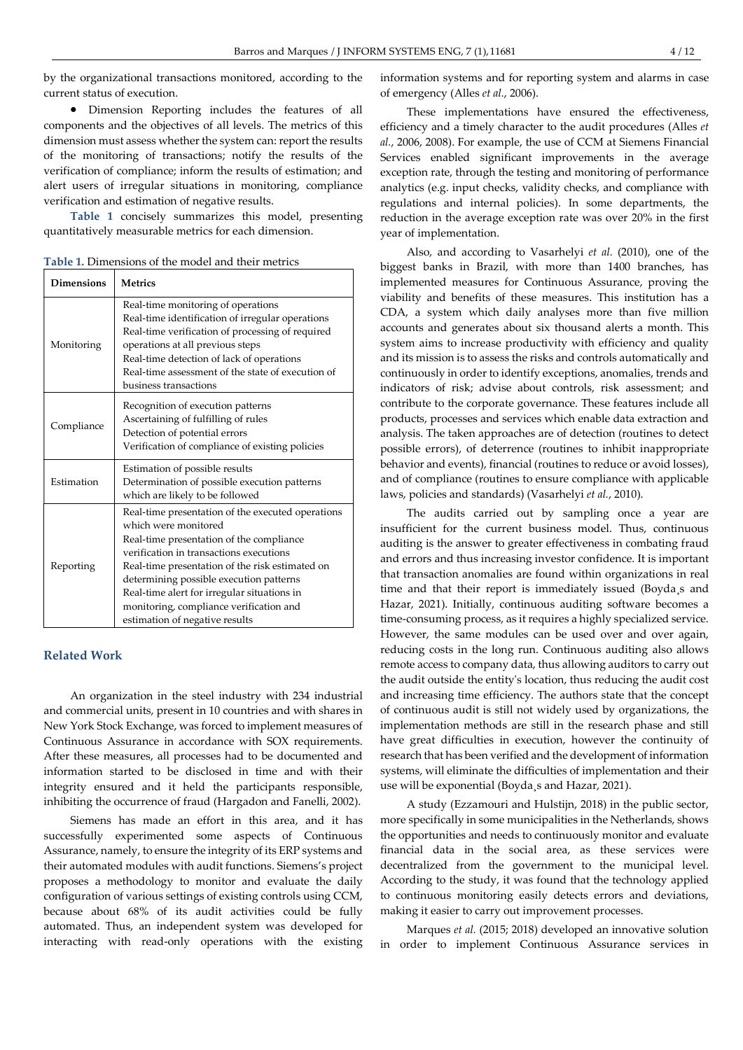by the organizational transactions monitored, according to the current status of execution.

- Dimension Reporting includes the features of all components and the objectives of all levels. The metrics of this dimension must assess whether the system can: report the results of the monitoring of transactions; notify the results of the verification of compliance; inform the results of estimation; and alert users of irregular situations in monitoring, compliance verification and estimation of negative results.

**Table 1** concisely summarizes this model, presenting quantitatively measurable metrics for each dimension.

**Table 1.** Dimensions of the model and their metrics

| Dimensions | Metrics |
|---|---|
| Monitoring | Real-time monitoring of operations<br>Real-time identification of irregular operations<br>Real-time verification of processing of required operations at all previous steps<br>Real-time detection of lack of operations<br>Real-time assessment of the state of execution of business transactions |
| Compliance | Recognition of execution patterns<br>Ascertaining of fulfilling of rules<br>Detection of potential errors<br>Verification of compliance of existing policies |
| Estimation | Estimation of possible results<br>Determination of possible execution patterns which are likely to be followed |
| Reporting | Real-time presentation of the executed operations which were monitored<br>Real-time presentation of the compliance verification in transactions executions<br>Real-time presentation of the risk estimated on determining possible execution patterns<br>Real-time alert for irregular situations in monitoring, compliance verification and estimation of negative results |

## Related Work

An organization in the steel industry with 234 industrial and commercial units, present in 10 countries and with shares in New York Stock Exchange, was forced to implement measures of Continuous Assurance in accordance with SOX requirements. After these measures, all processes had to be documented and information started to be disclosed in time and with their integrity ensured and it held the participants responsible, inhibiting the occurrence of fraud (Hargadon and Fanelli, 2002).

Siemens has made an effort in this area, and it has successfully experimented some aspects of Continuous Assurance, namely, to ensure the integrity of its ERP systems and their automated modules with audit functions. Siemens's project proposes a methodology to monitor and evaluate the daily configuration of various settings of existing controls using CCM, because about 68% of its audit activities could be fully automated. Thus, an independent system was developed for interacting with read-only operations with the existing information systems and for reporting system and alarms in case of emergency (Alles *et al.*, 2006).

These implementations have ensured the effectiveness, efficiency and a timely character to the audit procedures (Alles *et al.*, 2006, 2008). For example, the use of CCM at Siemens Financial Services enabled significant improvements in the average exception rate, through the testing and monitoring of performance analytics (e.g. input checks, validity checks, and compliance with regulations and internal policies). In some departments, the reduction in the average exception rate was over 20% in the first year of implementation.

Also, and according to Vasarhelyi *et al.* (2010), one of the biggest banks in Brazil, with more than 1400 branches, has implemented measures for Continuous Assurance, proving the viability and benefits of these measures. This institution has a CDA, a system which daily analyses more than five million accounts and generates about six thousand alerts a month. This system aims to increase productivity with efficiency and quality and its mission is to assess the risks and controls automatically and continuously in order to identify exceptions, anomalies, trends and indicators of risk; advise about controls, risk assessment; and contribute to the corporate governance. These features include all products, processes and services which enable data extraction and analysis. The taken approaches are of detection (routines to detect possible errors), of deterrence (routines to inhibit inappropriate behavior and events), financial (routines to reduce or avoid losses), and of compliance (routines to ensure compliance with applicable laws, policies and standards) (Vasarhelyi *et al.*, 2010).

The audits carried out by sampling once a year are insufficient for the current business model. Thus, continuous auditing is the answer to greater effectiveness in combating fraud and errors and thus increasing investor confidence. It is important that transaction anomalies are found within organizations in real time and that their report is immediately issued (Boyda¸s and Hazar, 2021). Initially, continuous auditing software becomes a time-consuming process, as it requires a highly specialized service. However, the same modules can be used over and over again, reducing costs in the long run. Continuous auditing also allows remote access to company data, thus allowing auditors to carry out the audit outside the entity's location, thus reducing the audit cost and increasing time efficiency. The authors state that the concept of continuous audit is still not widely used by organizations, the implementation methods are still in the research phase and still have great difficulties in execution, however the continuity of research that has been verified and the development of information systems, will eliminate the difficulties of implementation and their use will be exponential (Boyda¸s and Hazar, 2021).

A study (Ezzamouri and Hulstijn, 2018) in the public sector, more specifically in some municipalities in the Netherlands, shows the opportunities and needs to continuously monitor and evaluate financial data in the social area, as these services were decentralized from the government to the municipal level. According to the study, it was found that the technology applied to continuous monitoring easily detects errors and deviations, making it easier to carry out improvement processes.

Marques *et al.* (2015; 2018) developed an innovative solution in order to implement Continuous Assurance services in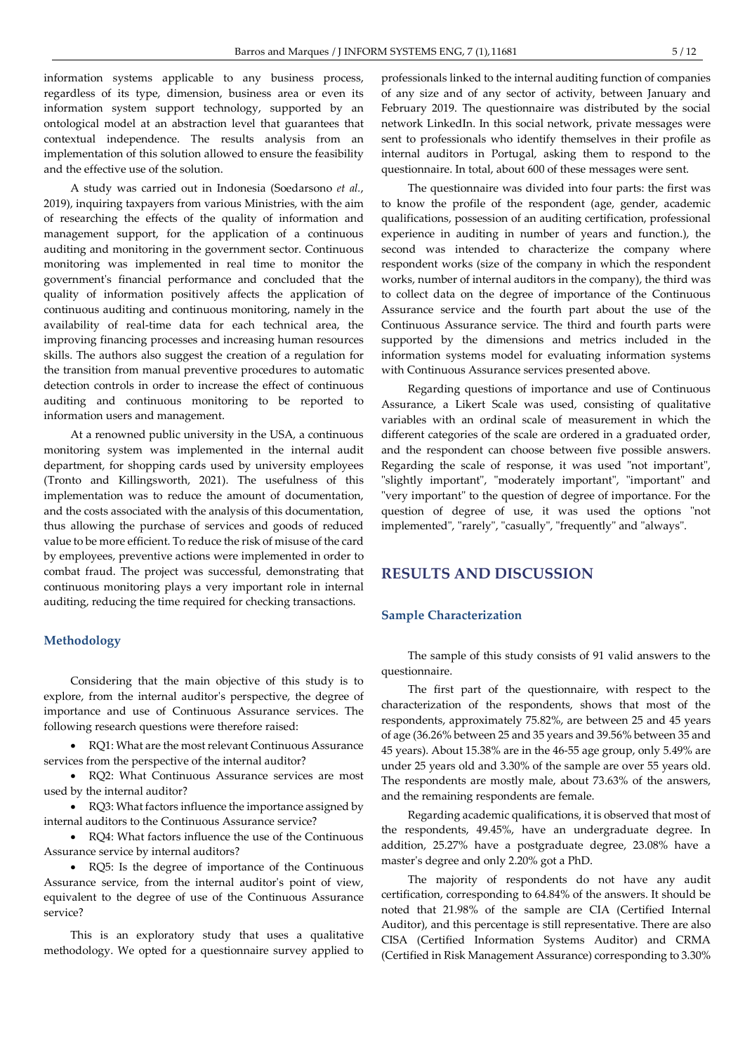information systems applicable to any business process, regardless of its type, dimension, business area or even its information system support technology, supported by an ontological model at an abstraction level that guarantees that contextual independence. The results analysis from an implementation of this solution allowed to ensure the feasibility and the effective use of the solution.

A study was carried out in Indonesia (Soedarsono *et al.*, 2019), inquiring taxpayers from various Ministries, with the aim of researching the effects of the quality of information and management support, for the application of a continuous auditing and monitoring in the government sector. Continuous monitoring was implemented in real time to monitor the government's financial performance and concluded that the quality of information positively affects the application of continuous auditing and continuous monitoring, namely in the availability of real-time data for each technical area, the improving financing processes and increasing human resources skills. The authors also suggest the creation of a regulation for the transition from manual preventive procedures to automatic detection controls in order to increase the effect of continuous auditing and continuous monitoring to be reported to information users and management.

At a renowned public university in the USA, a continuous monitoring system was implemented in the internal audit department, for shopping cards used by university employees (Tronto and Killingsworth, 2021). The usefulness of this implementation was to reduce the amount of documentation, and the costs associated with the analysis of this documentation, thus allowing the purchase of services and goods of reduced value to be more efficient. To reduce the risk of misuse of the card by employees, preventive actions were implemented in order to combat fraud. The project was successful, demonstrating that continuous monitoring plays a very important role in internal auditing, reducing the time required for checking transactions.

### Methodology

Considering that the main objective of this study is to explore, from the internal auditor's perspective, the degree of importance and use of Continuous Assurance services. The following research questions were therefore raised:

- RQ1: What are the most relevant Continuous Assurance services from the perspective of the internal auditor?
- RQ2: What Continuous Assurance services are most used by the internal auditor?
- RQ3: What factors influence the importance assigned by internal auditors to the Continuous Assurance service?
- RQ4: What factors influence the use of the Continuous Assurance service by internal auditors?
- RQ5: Is the degree of importance of the Continuous Assurance service, from the internal auditor's point of view, equivalent to the degree of use of the Continuous Assurance service?

This is an exploratory study that uses a qualitative methodology. We opted for a questionnaire survey applied to professionals linked to the internal auditing function of companies of any size and of any sector of activity, between January and February 2019. The questionnaire was distributed by the social network LinkedIn. In this social network, private messages were sent to professionals who identify themselves in their profile as internal auditors in Portugal, asking them to respond to the questionnaire. In total, about 600 of these messages were sent.

The questionnaire was divided into four parts: the first was to know the profile of the respondent (age, gender, academic qualifications, possession of an auditing certification, professional experience in auditing in number of years and function.), the second was intended to characterize the company where respondent works (size of the company in which the respondent works, number of internal auditors in the company), the third was to collect data on the degree of importance of the Continuous Assurance service and the fourth part about the use of the Continuous Assurance service. The third and fourth parts were supported by the dimensions and metrics included in the information systems model for evaluating information systems with Continuous Assurance services presented above.

Regarding questions of importance and use of Continuous Assurance, a Likert Scale was used, consisting of qualitative variables with an ordinal scale of measurement in which the different categories of the scale are ordered in a graduated order, and the respondent can choose between five possible answers. Regarding the scale of response, it was used "not important", "slightly important", "moderately important", "important" and "very important" to the question of degree of importance. For the question of degree of use, it was used the options "not implemented", "rarely", "casually", "frequently" and "always".

## RESULTS AND DISCUSSION

### Sample Characterization

The sample of this study consists of 91 valid answers to the questionnaire.

The first part of the questionnaire, with respect to the characterization of the respondents, shows that most of the respondents, approximately 75.82%, are between 25 and 45 years of age (36.26% between 25 and 35 years and 39.56% between 35 and 45 years). About 15.38% are in the 46-55 age group, only 5.49% are under 25 years old and 3.30% of the sample are over 55 years old. The respondents are mostly male, about 73.63% of the answers, and the remaining respondents are female.

Regarding academic qualifications, it is observed that most of the respondents, 49.45%, have an undergraduate degree. In addition, 25.27% have a postgraduate degree, 23.08% have a master's degree and only 2.20% got a PhD.

The majority of respondents do not have any audit certification, corresponding to 64.84% of the answers. It should be noted that 21.98% of the sample are CIA (Certified Internal Auditor), and this percentage is still representative. There are also CISA (Certified Information Systems Auditor) and CRMA (Certified in Risk Management Assurance) corresponding to 3.30%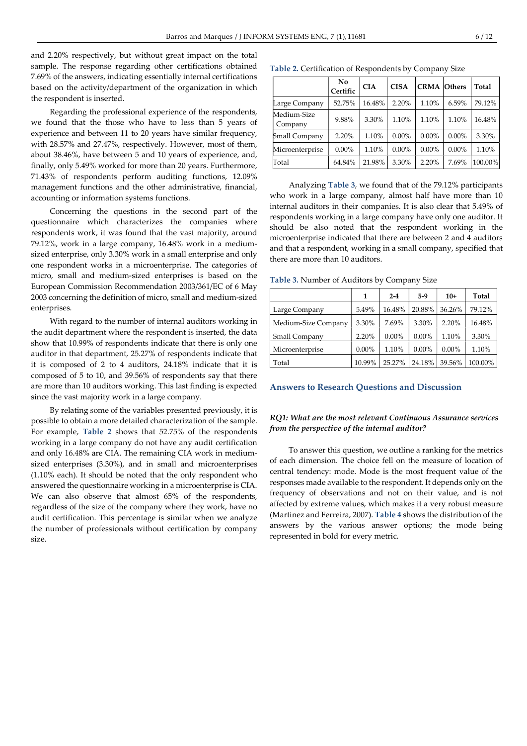and 2.20% respectively, but without great impact on the total sample. The response regarding other certifications obtained 7.69% of the answers, indicating essentially internal certifications based on the activity/department of the organization in which the respondent is inserted.

Regarding the professional experience of the respondents, we found that the those who have to less than 5 years of experience and between 11 to 20 years have similar frequency, with 28.57% and 27.47%, respectively. However, most of them, about 38.46%, have between 5 and 10 years of experience, and, finally, only 5.49% worked for more than 20 years. Furthermore, 71.43% of respondents perform auditing functions, 12.09% management functions and the other administrative, financial, accounting or information systems functions.

Concerning the questions in the second part of the questionnaire which characterizes the companies where respondents work, it was found that the vast majority, around 79.12%, work in a large company, 16.48% work in a medium-sized enterprise, only 3.30% work in a small enterprise and only one respondent works in a microenterprise. The categories of micro, small and medium-sized enterprises is based on the European Commission Recommendation 2003/361/EC of 6 May 2003 concerning the definition of micro, small and medium-sized enterprises.

With regard to the number of internal auditors working in the audit department where the respondent is inserted, the data show that 10.99% of respondents indicate that there is only one auditor in that department, 25.27% of respondents indicate that it is composed of 2 to 4 auditors, 24.18% indicate that it is composed of 5 to 10, and 39.56% of respondents say that there are more than 10 auditors working. This last finding is expected since the vast majority work in a large company.

By relating some of the variables presented previously, it is possible to obtain a more detailed characterization of the sample. For example, **Table 2** shows that 52.75% of the respondents working in a large company do not have any audit certification and only 16.48% are CIA. The remaining CIA work in medium-sized enterprises (3.30%), and in small and microenterprises (1.10% each). It should be noted that the only respondent who answered the questionnaire working in a microenterprise is CIA. We can also observe that almost 65% of the respondents, regardless of the size of the company where they work, have no audit certification. This percentage is similar when we analyze the number of professionals without certification by company size.

**Table 2.** Certification of Respondents by Company Size

| | No Certific | CIA | CISA | CRMA | Others | Total |
|---|---|---|---|---|---|---|
| Large Company | 52.75% | 16.48% | 2.20% | 1.10% | 6.59% | 79.12% |
| Medium-Size Company | 9.88% | 3.30% | 1.10% | 1.10% | 1.10% | 16.48% |
| Small Company | 2.20% | 1.10% | 0.00% | 0.00% | 0.00% | 3.30% |
| Microenterprise | 0.00% | 1.10% | 0.00% | 0.00% | 0.00% | 1.10% |
| Total | 64.84% | 21.98% | 3.30% | 2.20% | 7.69% | 100.00% |

Analyzing **Table 3**, we found that of the 79.12% participants who work in a large company, almost half have more than 10 internal auditors in their companies. It is also clear that 5.49% of respondents working in a large company have only one auditor. It should be also noted that the respondent working in the microenterprise indicated that there are between 2 and 4 auditors and that a respondent, working in a small company, specified that there are more than 10 auditors.

**Table 3.** Number of Auditors by Company Size

| | 1 | 2-4 | 5-9 | 10+ | Total |
|---|---|---|---|---|---|
| Large Company | 5.49% | 16.48% | 20.88% | 36.26% | 79.12% |
| Medium-Size Company | 3.30% | 7.69% | 3.30% | 2.20% | 16.48% |
| Small Company | 2.20% | 0.00% | 0.00% | 1.10% | 3.30% |
| Microenterprise | 0.00% | 1.10% | 0.00% | 0.00% | 1.10% |
| Total | 10.99% | 25.27% | 24.18% | 39.56% | 100.00% |

## Answers to Research Questions and Discussion

### *RQ1: What are the most relevant Continuous Assurance services from the perspective of the internal auditor?*

To answer this question, we outline a ranking for the metrics of each dimension. The choice fell on the measure of location of central tendency: mode. Mode is the most frequent value of the responses made available to the respondent. It depends only on the frequency of observations and not on their value, and is not affected by extreme values, which makes it a very robust measure (Martinez and Ferreira, 2007). **Table 4** shows the distribution of the answers by the various answer options; the mode being represented in bold for every metric.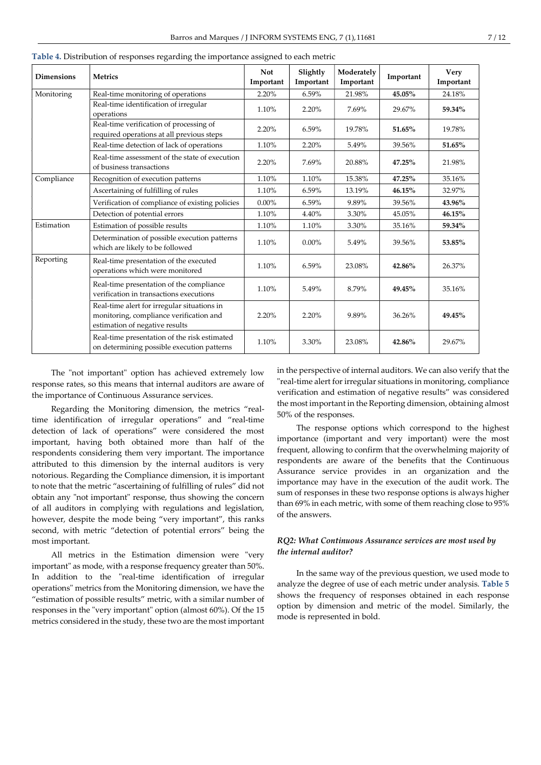**Table 4.** Distribution of responses regarding the importance assigned to each metric

| Dimensions | Metrics | Not Important | Slightly Important | Moderately Important | Important | Very Important |
|---|---|---|---|---|---|---|
| Monitoring | Real-time monitoring of operations | 2.20% | 6.59% | 21.98% | **45.05%** | 24.18% |
| | Real-time identification of irregular operations | 1.10% | 2.20% | 7.69% | 29.67% | **59.34%** |
| | Real-time verification of processing of required operations at all previous steps | 2.20% | 6.59% | 19.78% | **51.65%** | 19.78% |
| | Real-time detection of lack of operations | 1.10% | 2.20% | 5.49% | 39.56% | **51.65%** |
| | Real-time assessment of the state of execution of business transactions | 2.20% | 7.69% | 20.88% | **47.25%** | 21.98% |
| Compliance | Recognition of execution patterns | 1.10% | 1.10% | 15.38% | **47.25%** | 35.16% |
| | Ascertaining of fulfilling of rules | 1.10% | 6.59% | 13.19% | **46.15%** | 32.97% |
| | Verification of compliance of existing policies | 0.00% | 6.59% | 9.89% | 39.56% | **43.96%** |
| | Detection of potential errors | 1.10% | 4.40% | 3.30% | 45.05% | **46.15%** |
| Estimation | Estimation of possible results | 1.10% | 1.10% | 3.30% | 35.16% | **59.34%** |
| | Determination of possible execution patterns which are likely to be followed | 1.10% | 0.00% | 5.49% | 39.56% | **53.85%** |
| Reporting | Real-time presentation of the executed operations which were monitored | 1.10% | 6.59% | 23.08% | **42.86%** | 26.37% |
| | Real-time presentation of the compliance verification in transactions executions | 1.10% | 5.49% | 8.79% | **49.45%** | 35.16% |
| | Real-time alert for irregular situations in monitoring, compliance verification and estimation of negative results | 2.20% | 2.20% | 9.89% | 36.26% | **49.45%** |
| | Real-time presentation of the risk estimated on determining possible execution patterns | 1.10% | 3.30% | 23.08% | **42.86%** | 29.67% |

The "not important" option has achieved extremely low response rates, so this means that internal auditors are aware of the importance of Continuous Assurance services.

Regarding the Monitoring dimension, the metrics "real-time identification of irregular operations" and "real-time detection of lack of operations" were considered the most important, having both obtained more than half of the respondents considering them very important. The importance attributed to this dimension by the internal auditors is very notorious. Regarding the Compliance dimension, it is important to note that the metric "ascertaining of fulfilling of rules" did not obtain any "not important" response, thus showing the concern of all auditors in complying with regulations and legislation, however, despite the mode being "very important", this ranks second, with metric "detection of potential errors" being the most important.

All metrics in the Estimation dimension were "very important" as mode, with a response frequency greater than 50%. In addition to the "real-time identification of irregular operations" metrics from the Monitoring dimension, we have the "estimation of possible results" metric, with a similar number of responses in the "very important" option (almost 60%). Of the 15 metrics considered in the study, these two are the most important in the perspective of internal auditors. We can also verify that the "real-time alert for irregular situations in monitoring, compliance verification and estimation of negative results" was considered the most important in the Reporting dimension, obtaining almost 50% of the responses.

The response options which correspond to the highest importance (important and very important) were the most frequent, allowing to confirm that the overwhelming majority of respondents are aware of the benefits that the Continuous Assurance service provides in an organization and the importance may have in the execution of the audit work. The sum of responses in these two response options is always higher than 69% in each metric, with some of them reaching close to 95% of the answers.

### *RQ2: What Continuous Assurance services are most used by the internal auditor?*

In the same way of the previous question, we used mode to analyze the degree of use of each metric under analysis. **Table 5** shows the frequency of responses obtained in each response option by dimension and metric of the model. Similarly, the mode is represented in bold.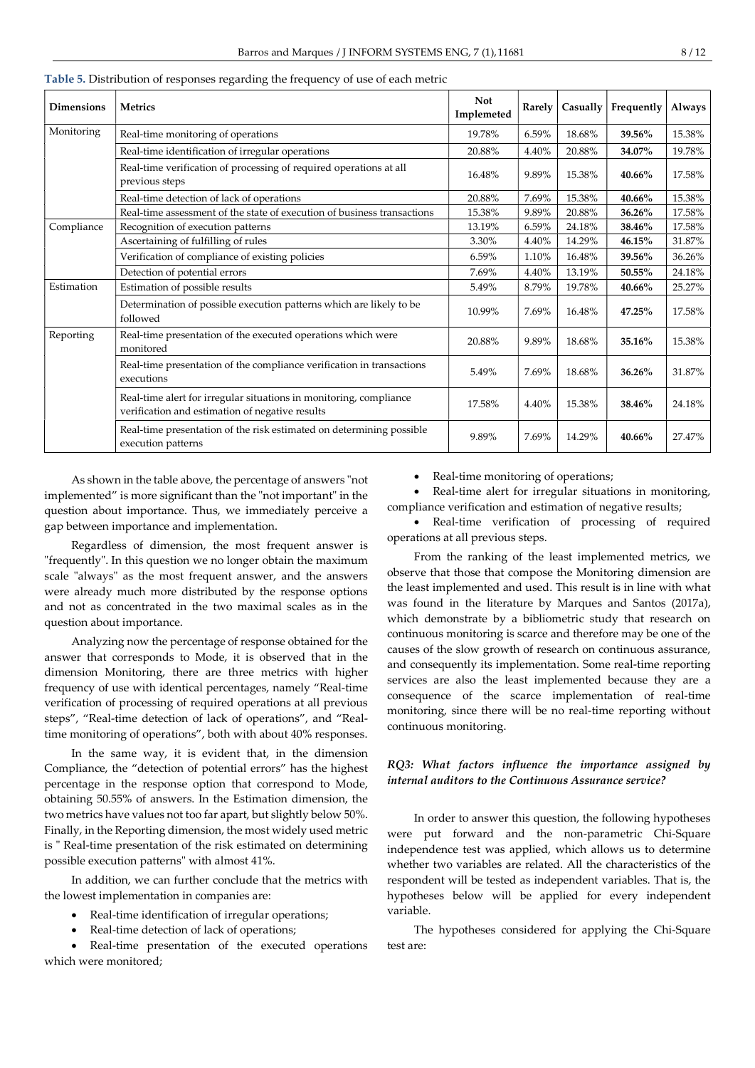**Table 5.** Distribution of responses regarding the frequency of use of each metric

| Dimensions | Metrics | Not Implemented | Rarely | Casually | Frequently | Always |
|---|---|---|---|---|---|---|
| Monitoring | Real-time monitoring of operations | 19.78% | 6.59% | 18.68% | **39.56%** | 15.38% |
| | Real-time identification of irregular operations | 20.88% | 4.40% | 20.88% | **34.07%** | 19.78% |
| | Real-time verification of processing of required operations at all previous steps | 16.48% | 9.89% | 15.38% | **40.66%** | 17.58% |
| | Real-time detection of lack of operations | 20.88% | 7.69% | 15.38% | **40.66%** | 15.38% |
| | Real-time assessment of the state of execution of business transactions | 15.38% | 9.89% | 20.88% | **36.26%** | 17.58% |
| Compliance | Recognition of execution patterns | 13.19% | 6.59% | 24.18% | **38.46%** | 17.58% |
| | Ascertaining of fulfilling of rules | 3.30% | 4.40% | 14.29% | **46.15%** | 31.87% |
| | Verification of compliance of existing policies | 6.59% | 1.10% | 16.48% | **39.56%** | 36.26% |
| | Detection of potential errors | 7.69% | 4.40% | 13.19% | **50.55%** | 24.18% |
| Estimation | Estimation of possible results | 5.49% | 8.79% | 19.78% | **40.66%** | 25.27% |
| | Determination of possible execution patterns which are likely to be followed | 10.99% | 7.69% | 16.48% | **47.25%** | 17.58% |
| Reporting | Real-time presentation of the executed operations which were monitored | 20.88% | 9.89% | 18.68% | **35.16%** | 15.38% |
| | Real-time presentation of the compliance verification in transactions executions | 5.49% | 7.69% | 18.68% | **36.26%** | 31.87% |
| | Real-time alert for irregular situations in monitoring, compliance verification and estimation of negative results | 17.58% | 4.40% | 15.38% | **38.46%** | 24.18% |
| | Real-time presentation of the risk estimated on determining possible execution patterns | 9.89% | 7.69% | 14.29% | **40.66%** | 27.47% |

As shown in the table above, the percentage of answers "not implemented" is more significant than the "not important" in the question about importance. Thus, we immediately perceive a gap between importance and implementation.

Regardless of dimension, the most frequent answer is "frequently". In this question we no longer obtain the maximum scale "always" as the most frequent answer, and the answers were already much more distributed by the response options and not as concentrated in the two maximal scales as in the question about importance.

Analyzing now the percentage of response obtained for the answer that corresponds to Mode, it is observed that in the dimension Monitoring, there are three metrics with higher frequency of use with identical percentages, namely "Real-time verification of processing of required operations at all previous steps", "Real-time detection of lack of operations", and "Real-time monitoring of operations", both with about 40% responses.

In the same way, it is evident that, in the dimension Compliance, the "detection of potential errors" has the highest percentage in the response option that correspond to Mode, obtaining 50.55% of answers. In the Estimation dimension, the two metrics have values not too far apart, but slightly below 50%. Finally, in the Reporting dimension, the most widely used metric is " Real-time presentation of the risk estimated on determining possible execution patterns" with almost 41%.

In addition, we can further conclude that the metrics with the lowest implementation in companies are:

- Real-time identification of irregular operations;
- Real-time detection of lack of operations;
- Real-time presentation of the executed operations which were monitored;
- Real-time monitoring of operations;
- Real-time alert for irregular situations in monitoring, compliance verification and estimation of negative results;
- Real-time verification of processing of required operations at all previous steps.

From the ranking of the least implemented metrics, we observe that those that compose the Monitoring dimension are the least implemented and used. This result is in line with what was found in the literature by Marques and Santos (2017a), which demonstrate by a bibliometric study that research on continuous monitoring is scarce and therefore may be one of the causes of the slow growth of research on continuous assurance, and consequently its implementation. Some real-time reporting services are also the least implemented because they are a consequence of the scarce implementation of real-time monitoring, since there will be no real-time reporting without continuous monitoring.

### *RQ3: What factors influence the importance assigned by internal auditors to the Continuous Assurance service?*

In order to answer this question, the following hypotheses were put forward and the non-parametric Chi-Square independence test was applied, which allows us to determine whether two variables are related. All the characteristics of the respondent will be tested as independent variables. That is, the hypotheses below will be applied for every independent variable.

The hypotheses considered for applying the Chi-Square test are: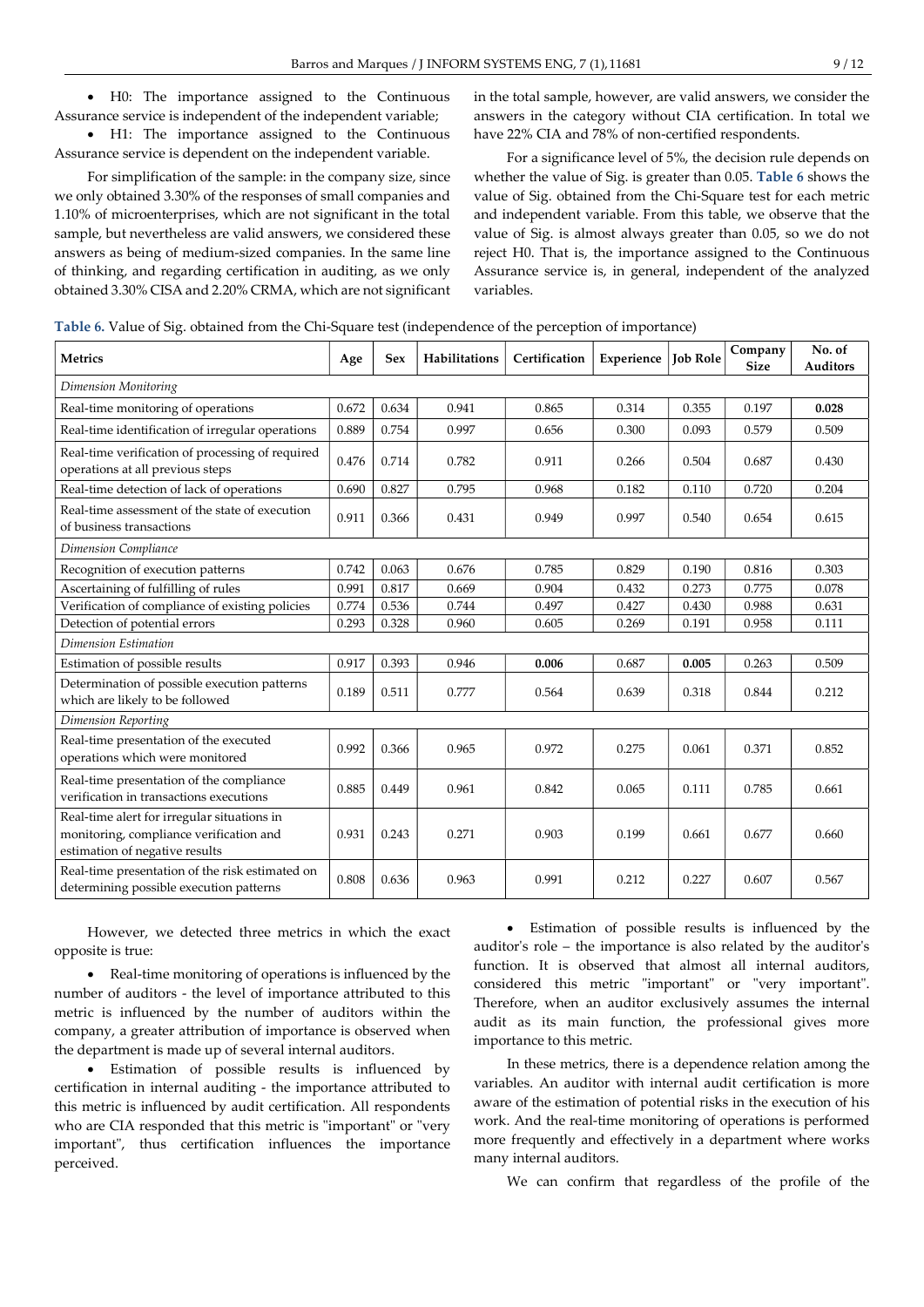- H0: The importance assigned to the Continuous Assurance service is independent of the independent variable;
- H1: The importance assigned to the Continuous Assurance service is dependent on the independent variable.

For simplification of the sample: in the company size, since we only obtained 3.30% of the responses of small companies and 1.10% of microenterprises, which are not significant in the total sample, but nevertheless are valid answers, we considered these answers as being of medium-sized companies. In the same line of thinking, and regarding certification in auditing, as we only obtained 3.30% CISA and 2.20% CRMA, which are not significant in the total sample, however, are valid answers, we consider the answers in the category without CIA certification. In total we have 22% CIA and 78% of non-certified respondents.

For a significance level of 5%, the decision rule depends on whether the value of Sig. is greater than 0.05. Table 6 shows the value of Sig. obtained from the Chi-Square test for each metric and independent variable. From this table, we observe that the value of Sig. is almost always greater than 0.05, so we do not reject H0. That is, the importance assigned to the Continuous Assurance service is, in general, independent of the analyzed variables.

**Table 6.** Value of Sig. obtained from the Chi-Square test (independence of the perception of importance)

| Metrics | Age | Sex | Habilitations | Certification | Experience | Job Role | Company Size | No. of Auditors |
|---|---|---|---|---|---|---|---|---|
| *Dimension Monitoring* | | | | | | | | |
| Real-time monitoring of operations | 0.672 | 0.634 | 0.941 | 0.865 | 0.314 | 0.355 | 0.197 | **0.028** |
| Real-time identification of irregular operations | 0.889 | 0.754 | 0.997 | 0.656 | 0.300 | 0.093 | 0.579 | 0.509 |
| Real-time verification of processing of required operations at all previous steps | 0.476 | 0.714 | 0.782 | 0.911 | 0.266 | 0.504 | 0.687 | 0.430 |
| Real-time detection of lack of operations | 0.690 | 0.827 | 0.795 | 0.968 | 0.182 | 0.110 | 0.720 | 0.204 |
| Real-time assessment of the state of execution of business transactions | 0.911 | 0.366 | 0.431 | 0.949 | 0.997 | 0.540 | 0.654 | 0.615 |
| *Dimension Compliance* | | | | | | | | |
| Recognition of execution patterns | 0.742 | 0.063 | 0.676 | 0.785 | 0.829 | 0.190 | 0.816 | 0.303 |
| Ascertaining of fulfilling of rules | 0.991 | 0.817 | 0.669 | 0.904 | 0.432 | 0.273 | 0.775 | 0.078 |
| Verification of compliance of existing policies | 0.774 | 0.536 | 0.744 | 0.497 | 0.427 | 0.430 | 0.988 | 0.631 |
| Detection of potential errors | 0.293 | 0.328 | 0.960 | 0.605 | 0.269 | 0.191 | 0.958 | 0.111 |
| *Dimension Estimation* | | | | | | | | |
| Estimation of possible results | 0.917 | 0.393 | 0.946 | **0.006** | 0.687 | **0.005** | 0.263 | 0.509 |
| Determination of possible execution patterns which are likely to be followed | 0.189 | 0.511 | 0.777 | 0.564 | 0.639 | 0.318 | 0.844 | 0.212 |
| *Dimension Reporting* | | | | | | | | |
| Real-time presentation of the executed operations which were monitored | 0.992 | 0.366 | 0.965 | 0.972 | 0.275 | 0.061 | 0.371 | 0.852 |
| Real-time presentation of the compliance verification in transactions executions | 0.885 | 0.449 | 0.961 | 0.842 | 0.065 | 0.111 | 0.785 | 0.661 |
| Real-time alert for irregular situations in monitoring, compliance verification and estimation of negative results | 0.931 | 0.243 | 0.271 | 0.903 | 0.199 | 0.661 | 0.677 | 0.660 |
| Real-time presentation of the risk estimated on determining possible execution patterns | 0.808 | 0.636 | 0.963 | 0.991 | 0.212 | 0.227 | 0.607 | 0.567 |

However, we detected three metrics in which the exact opposite is true:

- Real-time monitoring of operations is influenced by the number of auditors - the level of importance attributed to this metric is influenced by the number of auditors within the company, a greater attribution of importance is observed when the department is made up of several internal auditors.
- Estimation of possible results is influenced by certification in internal auditing - the importance attributed to this metric is influenced by audit certification. All respondents who are CIA responded that this metric is "important" or "very important", thus certification influences the importance perceived.
- Estimation of possible results is influenced by the auditor's role – the importance is also related by the auditor's function. It is observed that almost all internal auditors, considered this metric "important" or "very important". Therefore, when an auditor exclusively assumes the internal audit as its main function, the professional gives more importance to this metric.

In these metrics, there is a dependence relation among the variables. An auditor with internal audit certification is more aware of the estimation of potential risks in the execution of his work. And the real-time monitoring of operations is performed more frequently and effectively in a department where works many internal auditors.

We can confirm that regardless of the profile of the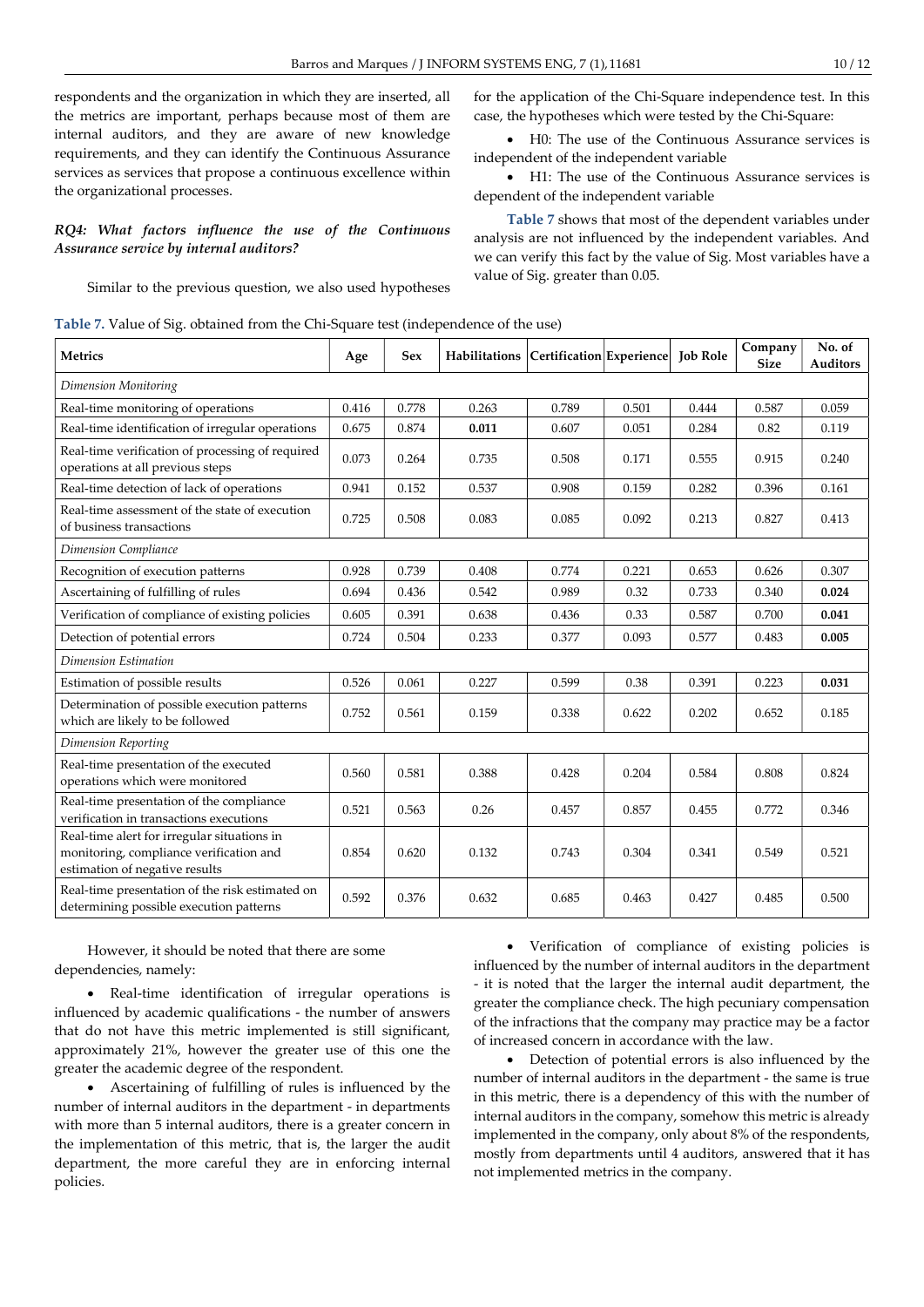respondents and the organization in which they are inserted, all the metrics are important, perhaps because most of them are internal auditors, and they are aware of new knowledge requirements, and they can identify the Continuous Assurance services as services that propose a continuous excellence within the organizational processes.

*RQ4: What factors influence the use of the Continuous Assurance service by internal auditors?*

Similar to the previous question, we also used hypotheses for the application of the Chi-Square independence test. In this case, the hypotheses which were tested by the Chi-Square:

- H0: The use of the Continuous Assurance services is independent of the independent variable
- H1: The use of the Continuous Assurance services is dependent of the independent variable

**Table 7** shows that most of the dependent variables under analysis are not influenced by the independent variables. And we can verify this fact by the value of Sig. Most variables have a value of Sig. greater than 0.05.

**Table 7.** Value of Sig. obtained from the Chi-Square test (independence of the use)

| Metrics | Age | Sex | Habilitations | Certification | Experience | Job Role | Company Size | No. of Auditors |
|---|---|---|---|---|---|---|---|---|
| *Dimension Monitoring* | | | | | | | | |
| Real-time monitoring of operations | 0.416 | 0.778 | 0.263 | 0.789 | 0.501 | 0.444 | 0.587 | 0.059 |
| Real-time identification of irregular operations | 0.675 | 0.874 | **0.011** | 0.607 | 0.051 | 0.284 | 0.82 | 0.119 |
| Real-time verification of processing of required operations at all previous steps | 0.073 | 0.264 | 0.735 | 0.508 | 0.171 | 0.555 | 0.915 | 0.240 |
| Real-time detection of lack of operations | 0.941 | 0.152 | 0.537 | 0.908 | 0.159 | 0.282 | 0.396 | 0.161 |
| Real-time assessment of the state of execution of business transactions | 0.725 | 0.508 | 0.083 | 0.085 | 0.092 | 0.213 | 0.827 | 0.413 |
| *Dimension Compliance* | | | | | | | | |
| Recognition of execution patterns | 0.928 | 0.739 | 0.408 | 0.774 | 0.221 | 0.653 | 0.626 | 0.307 |
| Ascertaining of fulfilling of rules | 0.694 | 0.436 | 0.542 | 0.989 | 0.32 | 0.733 | 0.340 | **0.024** |
| Verification of compliance of existing policies | 0.605 | 0.391 | 0.638 | 0.436 | 0.33 | 0.587 | 0.700 | **0.041** |
| Detection of potential errors | 0.724 | 0.504 | 0.233 | 0.377 | 0.093 | 0.577 | 0.483 | **0.005** |
| *Dimension Estimation* | | | | | | | | |
| Estimation of possible results | 0.526 | 0.061 | 0.227 | 0.599 | 0.38 | 0.391 | 0.223 | **0.031** |
| Determination of possible execution patterns which are likely to be followed | 0.752 | 0.561 | 0.159 | 0.338 | 0.622 | 0.202 | 0.652 | 0.185 |
| *Dimension Reporting* | | | | | | | | |
| Real-time presentation of the executed operations which were monitored | 0.560 | 0.581 | 0.388 | 0.428 | 0.204 | 0.584 | 0.808 | 0.824 |
| Real-time presentation of the compliance verification in transactions executions | 0.521 | 0.563 | 0.26 | 0.457 | 0.857 | 0.455 | 0.772 | 0.346 |
| Real-time alert for irregular situations in monitoring, compliance verification and estimation of negative results | 0.854 | 0.620 | 0.132 | 0.743 | 0.304 | 0.341 | 0.549 | 0.521 |
| Real-time presentation of the risk estimated on determining possible execution patterns | 0.592 | 0.376 | 0.632 | 0.685 | 0.463 | 0.427 | 0.485 | 0.500 |

However, it should be noted that there are some dependencies, namely:

- Real-time identification of irregular operations is influenced by academic qualifications - the number of answers that do not have this metric implemented is still significant, approximately 21%, however the greater use of this one the greater the academic degree of the respondent.
- Ascertaining of fulfilling of rules is influenced by the number of internal auditors in the department - in departments with more than 5 internal auditors, there is a greater concern in the implementation of this metric, that is, the larger the audit department, the more careful they are in enforcing internal policies.
- Verification of compliance of existing policies is influenced by the number of internal auditors in the department - it is noted that the larger the internal audit department, the greater the compliance check. The high pecuniary compensation of the infractions that the company may practice may be a factor of increased concern in accordance with the law.
- Detection of potential errors is also influenced by the number of internal auditors in the department - the same is true in this metric, there is a dependency of this with the number of internal auditors in the company, somehow this metric is already implemented in the company, only about 8% of the respondents, mostly from departments until 4 auditors, answered that it has not implemented metrics in the company.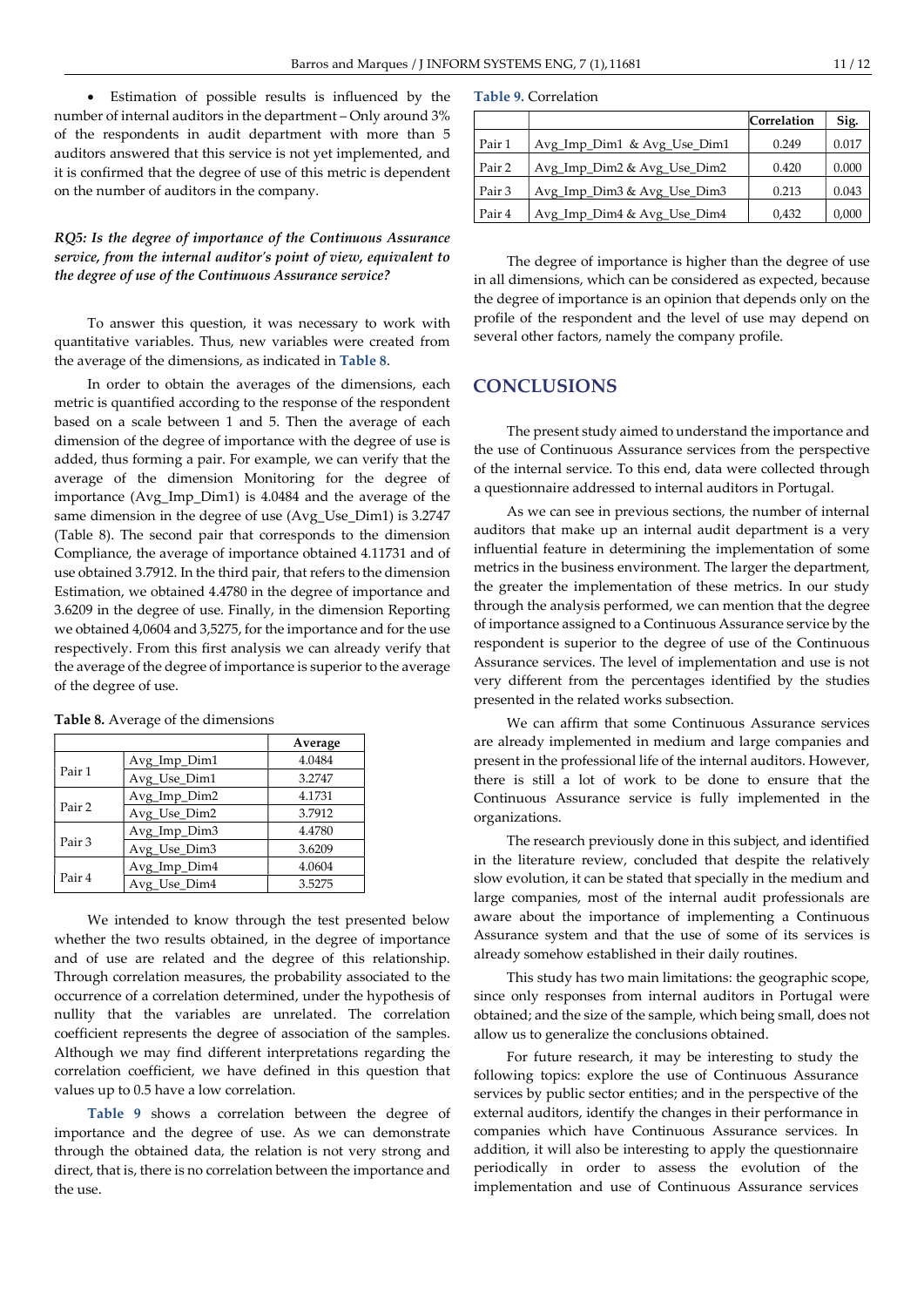- Estimation of possible results is influenced by the number of internal auditors in the department – Only around 3% of the respondents in audit department with more than 5 auditors answered that this service is not yet implemented, and it is confirmed that the degree of use of this metric is dependent on the number of auditors in the company.

***RQ5: Is the degree of importance of the Continuous Assurance service, from the internal auditor's point of view, equivalent to the degree of use of the Continuous Assurance service?***

To answer this question, it was necessary to work with quantitative variables. Thus, new variables were created from the average of the dimensions, as indicated in **Table 8**.

In order to obtain the averages of the dimensions, each metric is quantified according to the response of the respondent based on a scale between 1 and 5. Then the average of each dimension of the degree of importance with the degree of use is added, thus forming a pair. For example, we can verify that the average of the dimension Monitoring for the degree of importance (Avg_Imp_Dim1) is 4.0484 and the average of the same dimension in the degree of use (Avg_Use_Dim1) is 3.2747 (Table 8). The second pair that corresponds to the dimension Compliance, the average of importance obtained 4.11731 and of use obtained 3.7912. In the third pair, that refers to the dimension Estimation, we obtained 4.4780 in the degree of importance and 3.6209 in the degree of use. Finally, in the dimension Reporting we obtained 4,0604 and 3,5275, for the importance and for the use respectively. From this first analysis we can already verify that the average of the degree of importance is superior to the average of the degree of use.

**Table 8.** Average of the dimensions

| | | Average |
|---|---|---|
| Pair 1 | Avg_Imp_Dim1 | 4.0484 |
| | Avg_Use_Dim1 | 3.2747 |
| Pair 2 | Avg_Imp_Dim2 | 4.1731 |
| | Avg_Use_Dim2 | 3.7912 |
| Pair 3 | Avg_Imp_Dim3 | 4.4780 |
| | Avg_Use_Dim3 | 3.6209 |
| Pair 4 | Avg_Imp_Dim4 | 4.0604 |
| | Avg_Use_Dim4 | 3.5275 |

We intended to know through the test presented below whether the two results obtained, in the degree of importance and of use are related and the degree of this relationship. Through correlation measures, the probability associated to the occurrence of a correlation determined, under the hypothesis of nullity that the variables are unrelated. The correlation coefficient represents the degree of association of the samples. Although we may find different interpretations regarding the correlation coefficient, we have defined in this question that values up to 0.5 have a low correlation.

**Table 9** shows a correlation between the degree of importance and the degree of use. As we can demonstrate through the obtained data, the relation is not very strong and direct, that is, there is no correlation between the importance and the use.

**Table 9.** Correlation

| | | Correlation | Sig. |
|---|---|---|---|
| Pair 1 | Avg_Imp_Dim1 & Avg_Use_Dim1 | 0.249 | 0.017 |
| Pair 2 | Avg_Imp_Dim2 & Avg_Use_Dim2 | 0.420 | 0.000 |
| Pair 3 | Avg_Imp_Dim3 & Avg_Use_Dim3 | 0.213 | 0.043 |
| Pair 4 | Avg_Imp_Dim4 & Avg_Use_Dim4 | 0,432 | 0,000 |

The degree of importance is higher than the degree of use in all dimensions, which can be considered as expected, because the degree of importance is an opinion that depends only on the profile of the respondent and the level of use may depend on several other factors, namely the company profile.

## CONCLUSIONS

The present study aimed to understand the importance and the use of Continuous Assurance services from the perspective of the internal service. To this end, data were collected through a questionnaire addressed to internal auditors in Portugal.

As we can see in previous sections, the number of internal auditors that make up an internal audit department is a very influential feature in determining the implementation of some metrics in the business environment. The larger the department, the greater the implementation of these metrics. In our study through the analysis performed, we can mention that the degree of importance assigned to a Continuous Assurance service by the respondent is superior to the degree of use of the Continuous Assurance services. The level of implementation and use is not very different from the percentages identified by the studies presented in the related works subsection.

We can affirm that some Continuous Assurance services are already implemented in medium and large companies and present in the professional life of the internal auditors. However, there is still a lot of work to be done to ensure that the Continuous Assurance service is fully implemented in the organizations.

The research previously done in this subject, and identified in the literature review, concluded that despite the relatively slow evolution, it can be stated that specially in the medium and large companies, most of the internal audit professionals are aware about the importance of implementing a Continuous Assurance system and that the use of some of its services is already somehow established in their daily routines.

This study has two main limitations: the geographic scope, since only responses from internal auditors in Portugal were obtained; and the size of the sample, which being small, does not allow us to generalize the conclusions obtained.

For future research, it may be interesting to study the following topics: explore the use of Continuous Assurance services by public sector entities; and in the perspective of the external auditors, identify the changes in their performance in companies which have Continuous Assurance services. In addition, it will also be interesting to apply the questionnaire periodically in order to assess the evolution of the implementation and use of Continuous Assurance services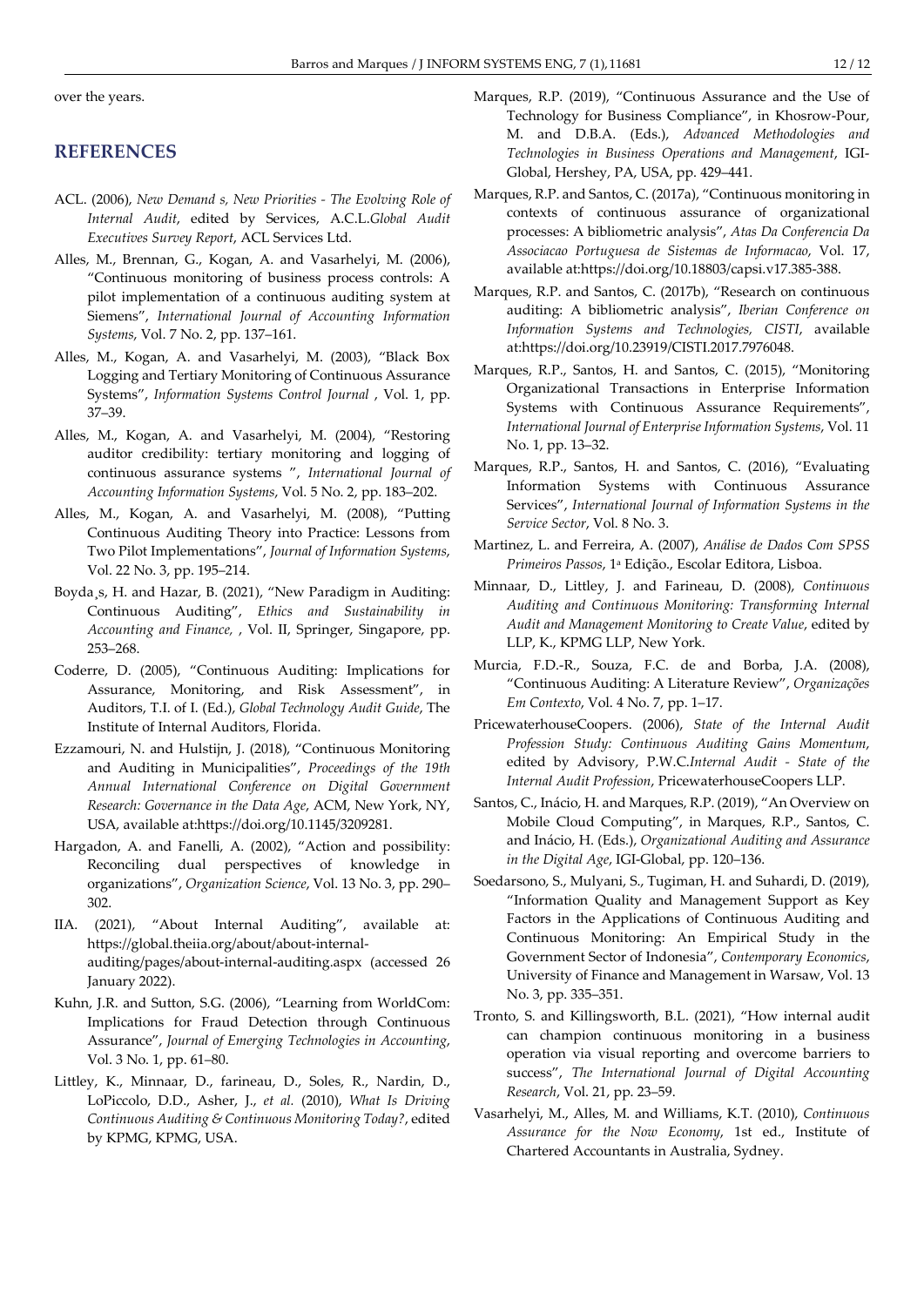over the years.

## REFERENCES

ACL. (2006), *New Demand s, New Priorities - The Evolving Role of Internal Audit*, edited by Services, A.C.L.*Global Audit Executives Survey Report*, ACL Services Ltd.

Alles, M., Brennan, G., Kogan, A. and Vasarhelyi, M. (2006), "Continuous monitoring of business process controls: A pilot implementation of a continuous auditing system at Siemens", *International Journal of Accounting Information Systems*, Vol. 7 No. 2, pp. 137–161.

Alles, M., Kogan, A. and Vasarhelyi, M. (2003), "Black Box Logging and Tertiary Monitoring of Continuous Assurance Systems", *Information Systems Control Journal* , Vol. 1, pp. 37–39.

Alles, M., Kogan, A. and Vasarhelyi, M. (2004), "Restoring auditor credibility: tertiary monitoring and logging of continuous assurance systems ", *International Journal of Accounting Information Systems*, Vol. 5 No. 2, pp. 183–202.

Alles, M., Kogan, A. and Vasarhelyi, M. (2008), "Putting Continuous Auditing Theory into Practice: Lessons from Two Pilot Implementations", *Journal of Information Systems*, Vol. 22 No. 3, pp. 195–214.

Boyda¸s, H. and Hazar, B. (2021), "New Paradigm in Auditing: Continuous Auditing", *Ethics and Sustainability in Accounting and Finance,* , Vol. II, Springer, Singapore, pp. 253–268.

Coderre, D. (2005), "Continuous Auditing: Implications for Assurance, Monitoring, and Risk Assessment", in Auditors, T.I. of I. (Ed.), *Global Technology Audit Guide*, The Institute of Internal Auditors, Florida.

Ezzamouri, N. and Hulstijn, J. (2018), "Continuous Monitoring and Auditing in Municipalities", *Proceedings of the 19th Annual International Conference on Digital Government Research: Governance in the Data Age*, ACM, New York, NY, USA, available at:https://doi.org/10.1145/3209281.

Hargadon, A. and Fanelli, A. (2002), "Action and possibility: Reconciling dual perspectives of knowledge in organizations", *Organization Science*, Vol. 13 No. 3, pp. 290–302.

IIA. (2021), "About Internal Auditing", available at: https://global.theiia.org/about/about-internal-auditing/pages/about-internal-auditing.aspx (accessed 26 January 2022).

Kuhn, J.R. and Sutton, S.G. (2006), "Learning from WorldCom: Implications for Fraud Detection through Continuous Assurance", *Journal of Emerging Technologies in Accounting*, Vol. 3 No. 1, pp. 61–80.

Littley, K., Minnaar, D., farineau, D., Soles, R., Nardin, D., LoPiccolo, D.D., Asher, J., *et al.* (2010), *What Is Driving Continuous Auditing & Continuous Monitoring Today?*, edited by KPMG, KPMG, USA.

Marques, R.P. (2019), "Continuous Assurance and the Use of Technology for Business Compliance", in Khosrow-Pour, M. and D.B.A. (Eds.), *Advanced Methodologies and Technologies in Business Operations and Management*, IGI-Global, Hershey, PA, USA, pp. 429–441.

Marques, R.P. and Santos, C. (2017a), "Continuous monitoring in contexts of continuous assurance of organizational processes: A bibliometric analysis", *Atas Da Conferencia Da Associacao Portuguesa de Sistemas de Informacao*, Vol. 17, available at:https://doi.org/10.18803/capsi.v17.385-388.

Marques, R.P. and Santos, C. (2017b), "Research on continuous auditing: A bibliometric analysis", *Iberian Conference on Information Systems and Technologies, CISTI*, available at:https://doi.org/10.23919/CISTI.2017.7976048.

Marques, R.P., Santos, H. and Santos, C. (2015), "Monitoring Organizational Transactions in Enterprise Information Systems with Continuous Assurance Requirements", *International Journal of Enterprise Information Systems*, Vol. 11 No. 1, pp. 13–32.

Marques, R.P., Santos, H. and Santos, C. (2016), "Evaluating Information Systems with Continuous Assurance Services", *International Journal of Information Systems in the Service Sector*, Vol. 8 No. 3.

Martinez, L. and Ferreira, A. (2007), *Análise de Dados Com SPSS Primeiros Passos*, 1ª Edição., Escolar Editora, Lisboa.

Minnaar, D., Littley, J. and Farineau, D. (2008), *Continuous Auditing and Continuous Monitoring: Transforming Internal Audit and Management Monitoring to Create Value*, edited by LLP, K., KPMG LLP, New York.

Murcia, F.D.-R., Souza, F.C. de and Borba, J.A. (2008), "Continuous Auditing: A Literature Review", *Organizações Em Contexto*, Vol. 4 No. 7, pp. 1–17.

PricewaterhouseCoopers. (2006), *State of the Internal Audit Profession Study: Continuous Auditing Gains Momentum*, edited by Advisory, P.W.C.*Internal Audit - State of the Internal Audit Profession*, PricewaterhouseCoopers LLP.

Santos, C., Inácio, H. and Marques, R.P. (2019), "An Overview on Mobile Cloud Computing", in Marques, R.P., Santos, C. and Inácio, H. (Eds.), *Organizational Auditing and Assurance in the Digital Age*, IGI-Global, pp. 120–136.

Soedarsono, S., Mulyani, S., Tugiman, H. and Suhardi, D. (2019), "Information Quality and Management Support as Key Factors in the Applications of Continuous Auditing and Continuous Monitoring: An Empirical Study in the Government Sector of Indonesia", *Contemporary Economics*, University of Finance and Management in Warsaw, Vol. 13 No. 3, pp. 335–351.

Tronto, S. and Killingsworth, B.L. (2021), "How internal audit can champion continuous monitoring in a business operation via visual reporting and overcome barriers to success", *The International Journal of Digital Accounting Research*, Vol. 21, pp. 23–59.

Vasarhelyi, M., Alles, M. and Williams, K.T. (2010), *Continuous Assurance for the Now Economy*, 1st ed., Institute of Chartered Accountants in Australia, Sydney.